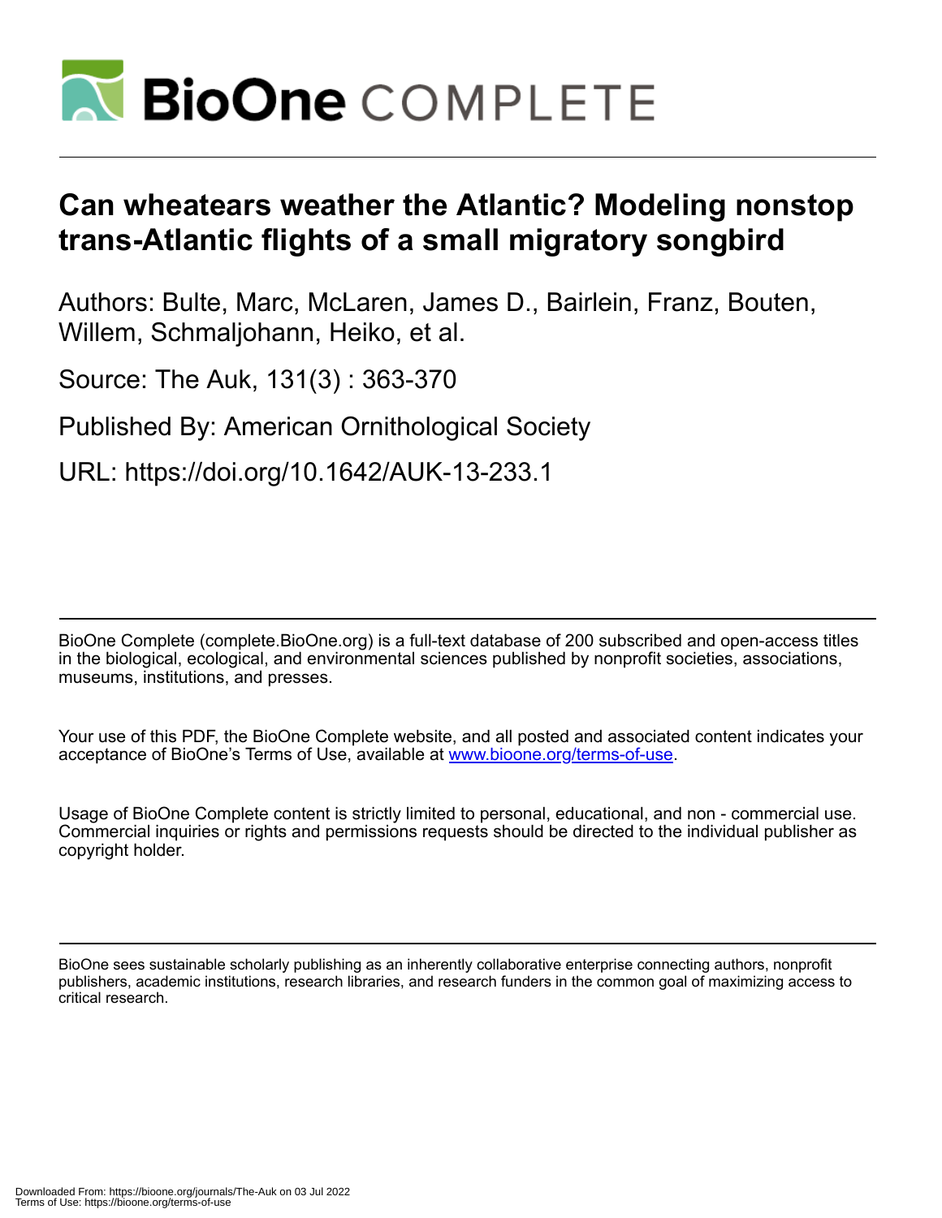# Can wheatears weather the Atlantic? Modeling nonstop trans-Atlantic flights of a small migratory songbird

Authors: Bulte, Marc, McLaren, James D., Bairlein, Franz, Bouten, Willem, Schmaljohann, Heiko, et al.

Source: The Auk, 131(3) : 363-370

Published By: American Ornithological Society

URL: https://doi.org/10.1642/AUK-13-233.1

BioOne Complete (complete.BioOne.org) is a full-text database of 200 subscribed and open-access titles in the biological, ecological, and environmental sciences published by nonprofit societies, associations, museums, institutions, and presses.

Your use of this PDF, the BioOne Complete website, and all posted and associated content indicates your acceptance of BioOne's Terms of Use, available at www.bioone.org/terms-of-use.

Usage of BioOne Complete content is strictly limited to personal, educational, and non - commercial use. Commercial inquiries or rights and permissions requests should be directed to the individual publisher as copyright holder.

BioOne sees sustainable scholarly publishing as an inherently collaborative enterprise connecting authors, nonprofit publishers, academic institutions, research libraries, and research funders in the common goal of maximizing access to critical research.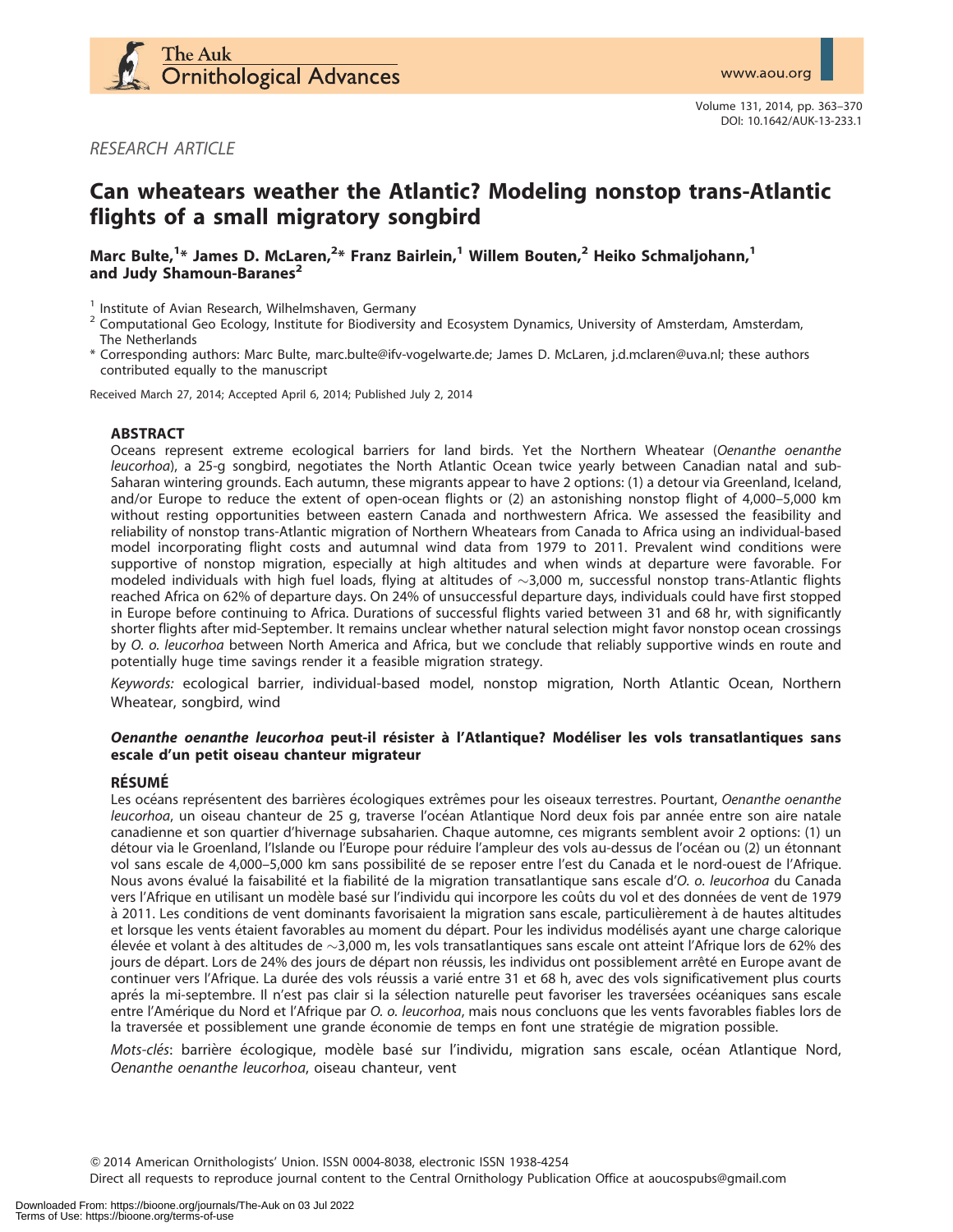RESEARCH ARTICLE

# Can wheatears weather the Atlantic? Modeling nonstop trans-Atlantic flights of a small migratory songbird

**Marc Bulte,[1]* James D. McLaren,[2]* Franz Bairlein,[1] Willem Bouten,[2] Heiko Schmaljohann,[1] and Judy Shamoun-Baranes[2]**

[1] Institute of Avian Research, Wilhelmshaven, Germany

[2] Computational Geo Ecology, Institute for Biodiversity and Ecosystem Dynamics, University of Amsterdam, Amsterdam, The Netherlands

* Corresponding authors: Marc Bulte, marc.bulte@ifv-vogelwarte.de; James D. McLaren, j.d.mclaren@uva.nl; these authors contributed equally to the manuscript

Received March 27, 2014; Accepted April 6, 2014; Published July 2, 2014

## ABSTRACT

Oceans represent extreme ecological barriers for land birds. Yet the Northern Wheatear (*Oenanthe oenanthe leucorhoa*), a 25-g songbird, negotiates the North Atlantic Ocean twice yearly between Canadian natal and sub-Saharan wintering grounds. Each autumn, these migrants appear to have 2 options: (1) a detour via Greenland, Iceland, and/or Europe to reduce the extent of open-ocean flights or (2) an astonishing nonstop flight of 4,000–5,000 km without resting opportunities between eastern Canada and northwestern Africa. We assessed the feasibility and reliability of nonstop trans-Atlantic migration of Northern Wheatears from Canada to Africa using an individual-based model incorporating flight costs and autumnal wind data from 1979 to 2011. Prevalent wind conditions were supportive of nonstop migration, especially at high altitudes and when winds at departure were favorable. For modeled individuals with high fuel loads, flying at altitudes of ~3,000 m, successful nonstop trans-Atlantic flights reached Africa on 62% of departure days. On 24% of unsuccessful departure days, individuals could have first stopped in Europe before continuing to Africa. Durations of successful flights varied between 31 and 68 hr, with significantly shorter flights after mid-September. It remains unclear whether natural selection might favor nonstop ocean crossings by *O. o. leucorhoa* between North America and Africa, but we conclude that reliably supportive winds en route and potentially huge time savings render it a feasible migration strategy.

*Keywords:* ecological barrier, individual-based model, nonstop migration, North Atlantic Ocean, Northern Wheatear, songbird, wind

### *Oenanthe oenanthe leucorhoa* peut-il résister à l'Atlantique? Modéliser les vols transatlantiques sans escale d'un petit oiseau chanteur migrateur

## RÉSUMÉ

Les océans représentent des barrières écologiques extrêmes pour les oiseaux terrestres. Pourtant, *Oenanthe oenanthe leucorhoa*, un oiseau chanteur de 25 g, traverse l'océan Atlantique Nord deux fois par année entre son aire natale canadienne et son quartier d'hivernage subsaharien. Chaque automne, ces migrants semblent avoir 2 options: (1) un détour via le Groenland, l'Islande ou l'Europe pour réduire l'ampleur des vols au-dessus de l'océan ou (2) un étonnant vol sans escale de 4,000–5,000 km sans possibilité de se reposer entre l'est du Canada et le nord-ouest de l'Afrique. Nous avons évalué la faisabilité et la fiabilité de la migration transatlantique sans escale d'*O. o. leucorhoa* du Canada vers l'Afrique en utilisant un modèle basé sur l'individu qui incorpore les coûts du vol et des données de vent de 1979 à 2011. Les conditions de vent dominants favorisaient la migration sans escale, particulièrement à de hautes altitudes et lorsque les vents étaient favorables au moment du départ. Pour les individus modélisés ayant une charge calorique élevée et volant à des altitudes de ~3,000 m, les vols transatlantiques sans escale ont atteint l'Afrique lors de 62% des jours de départ. Lors de 24% des jours de départ non réussis, les individus ont possiblement arrêté en Europe avant de continuer vers l'Afrique. La durée des vols réussis a varié entre 31 et 68 h, avec des vols significativement plus courts aprés la mi-septembre. Il n'est pas clair si la sélection naturelle peut favoriser les traversées océaniques sans escale entre l'Amérique du Nord et l'Afrique par *O. o. leucorhoa*, mais nous concluons que les vents favorables fiables lors de la traversée et possiblement une grande économie de temps en font une stratégie de migration possible.

*Mots-clés*: barrière écologique, modèle basé sur l'individu, migration sans escale, océan Atlantique Nord, *Oenanthe oenanthe leucorhoa*, oiseau chanteur, vent

© 2014 American Ornithologists' Union. ISSN 0004-8038, electronic ISSN 1938-4254

Direct all requests to reproduce journal content to the Central Ornithology Publication Office at aoucospubs@gmail.com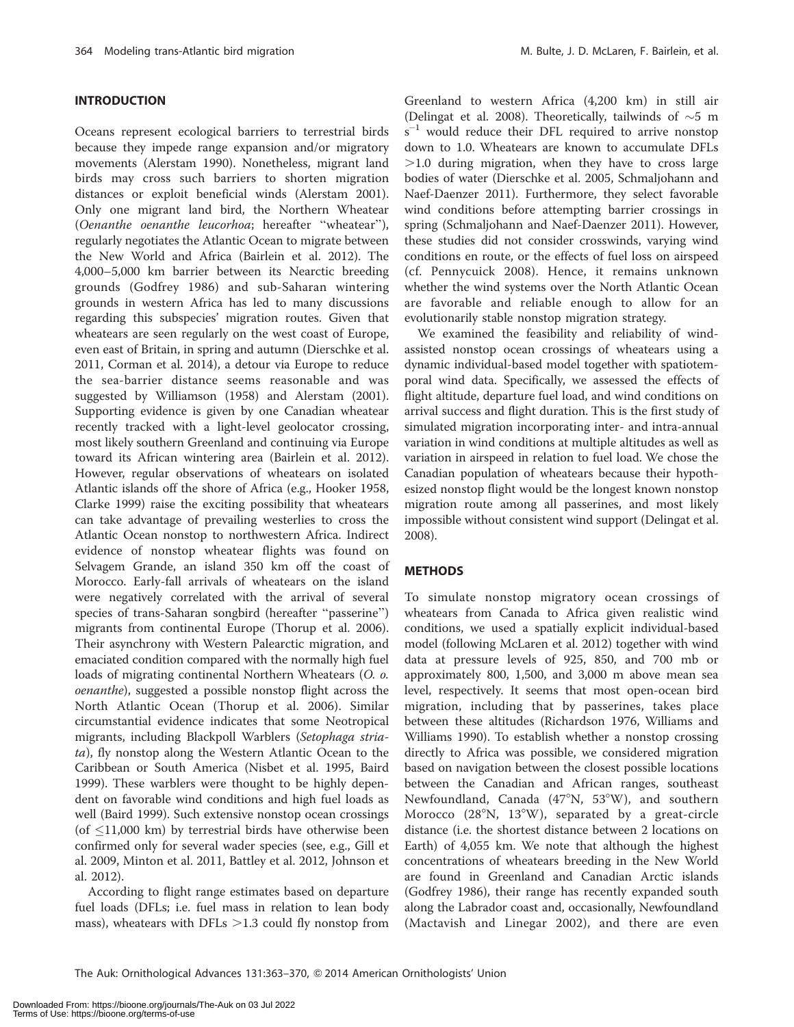## INTRODUCTION

Oceans represent ecological barriers to terrestrial birds because they impede range expansion and/or migratory movements (Alerstam 1990). Nonetheless, migrant land birds may cross such barriers to shorten migration distances or exploit beneficial winds (Alerstam 2001). Only one migrant land bird, the Northern Wheatear (*Oenanthe oenanthe leucorhoa*; hereafter "wheatear"), regularly negotiates the Atlantic Ocean to migrate between the New World and Africa (Bairlein et al. 2012). The 4,000–5,000 km barrier between its Nearctic breeding grounds (Godfrey 1986) and sub-Saharan wintering grounds in western Africa has led to many discussions regarding this subspecies' migration routes. Given that wheatears are seen regularly on the west coast of Europe, even east of Britain, in spring and autumn (Dierschke et al. 2011, Corman et al. 2014), a detour via Europe to reduce the sea-barrier distance seems reasonable and was suggested by Williamson (1958) and Alerstam (2001). Supporting evidence is given by one Canadian wheatear recently tracked with a light-level geolocator crossing, most likely southern Greenland and continuing via Europe toward its African wintering area (Bairlein et al. 2012). However, regular observations of wheatears on isolated Atlantic islands off the shore of Africa (e.g., Hooker 1958, Clarke 1999) raise the exciting possibility that wheatears can take advantage of prevailing westerlies to cross the Atlantic Ocean nonstop to northwestern Africa. Indirect evidence of nonstop wheatear flights was found on Selvagem Grande, an island 350 km off the coast of Morocco. Early-fall arrivals of wheatears on the island were negatively correlated with the arrival of several species of trans-Saharan songbird (hereafter "passerine") migrants from continental Europe (Thorup et al. 2006). Their asynchrony with Western Palearctic migration, and emaciated condition compared with the normally high fuel loads of migrating continental Northern Wheatears (*O. o. oenanthe*), suggested a possible nonstop flight across the North Atlantic Ocean (Thorup et al. 2006). Similar circumstantial evidence indicates that some Neotropical migrants, including Blackpoll Warblers (*Setophaga striata*), fly nonstop along the Western Atlantic Ocean to the Caribbean or South America (Nisbet et al. 1995, Baird 1999). These warblers were thought to be highly dependent on favorable wind conditions and high fuel loads as well (Baird 1999). Such extensive nonstop ocean crossings (of $\leq$11,000 km) by terrestrial birds have otherwise been confirmed only for several wader species (see, e.g., Gill et al. 2009, Minton et al. 2011, Battley et al. 2012, Johnson et al. 2012).

According to flight range estimates based on departure fuel loads (DFLs; i.e. fuel mass in relation to lean body mass), wheatears with DFLs >1.3 could fly nonstop from Greenland to western Africa (4,200 km) in still air (Delingat et al. 2008). Theoretically, tailwinds of ~5 m s$^{-1}$ would reduce their DFL required to arrive nonstop down to 1.0. Wheatears are known to accumulate DFLs >1.0 during migration, when they have to cross large bodies of water (Dierschke et al. 2005, Schmaljohann and Naef-Daenzer 2011). Furthermore, they select favorable wind conditions before attempting barrier crossings in spring (Schmaljohann and Naef-Daenzer 2011). However, these studies did not consider crosswinds, varying wind conditions en route, or the effects of fuel loss on airspeed (cf. Pennycuick 2008). Hence, it remains unknown whether the wind systems over the North Atlantic Ocean are favorable and reliable enough to allow for an evolutionarily stable nonstop migration strategy.

We examined the feasibility and reliability of wind-assisted nonstop ocean crossings of wheatears using a dynamic individual-based model together with spatiotemporal wind data. Specifically, we assessed the effects of flight altitude, departure fuel load, and wind conditions on arrival success and flight duration. This is the first study of simulated migration incorporating inter- and intra-annual variation in wind conditions at multiple altitudes as well as variation in airspeed in relation to fuel load. We chose the Canadian population of wheatears because their hypothesized nonstop flight would be the longest known nonstop migration route among all passerines, and most likely impossible without consistent wind support (Delingat et al. 2008).

## METHODS

To simulate nonstop migratory ocean crossings of wheatears from Canada to Africa given realistic wind conditions, we used a spatially explicit individual-based model (following McLaren et al. 2012) together with wind data at pressure levels of 925, 850, and 700 mb or approximately 800, 1,500, and 3,000 m above mean sea level, respectively. It seems that most open-ocean bird migration, including that by passerines, takes place between these altitudes (Richardson 1976, Williams and Williams 1990). To establish whether a nonstop crossing directly to Africa was possible, we considered migration based on navigation between the closest possible locations between the Canadian and African ranges, southeast Newfoundland, Canada (47°N, 53°W), and southern Morocco (28°N, 13°W), separated by a great-circle distance (i.e. the shortest distance between 2 locations on Earth) of 4,055 km. We note that although the highest concentrations of wheatears breeding in the New World are found in Greenland and Canadian Arctic islands (Godfrey 1986), their range has recently expanded south along the Labrador coast and, occasionally, Newfoundland (Mactavish and Linegar 2002), and there are even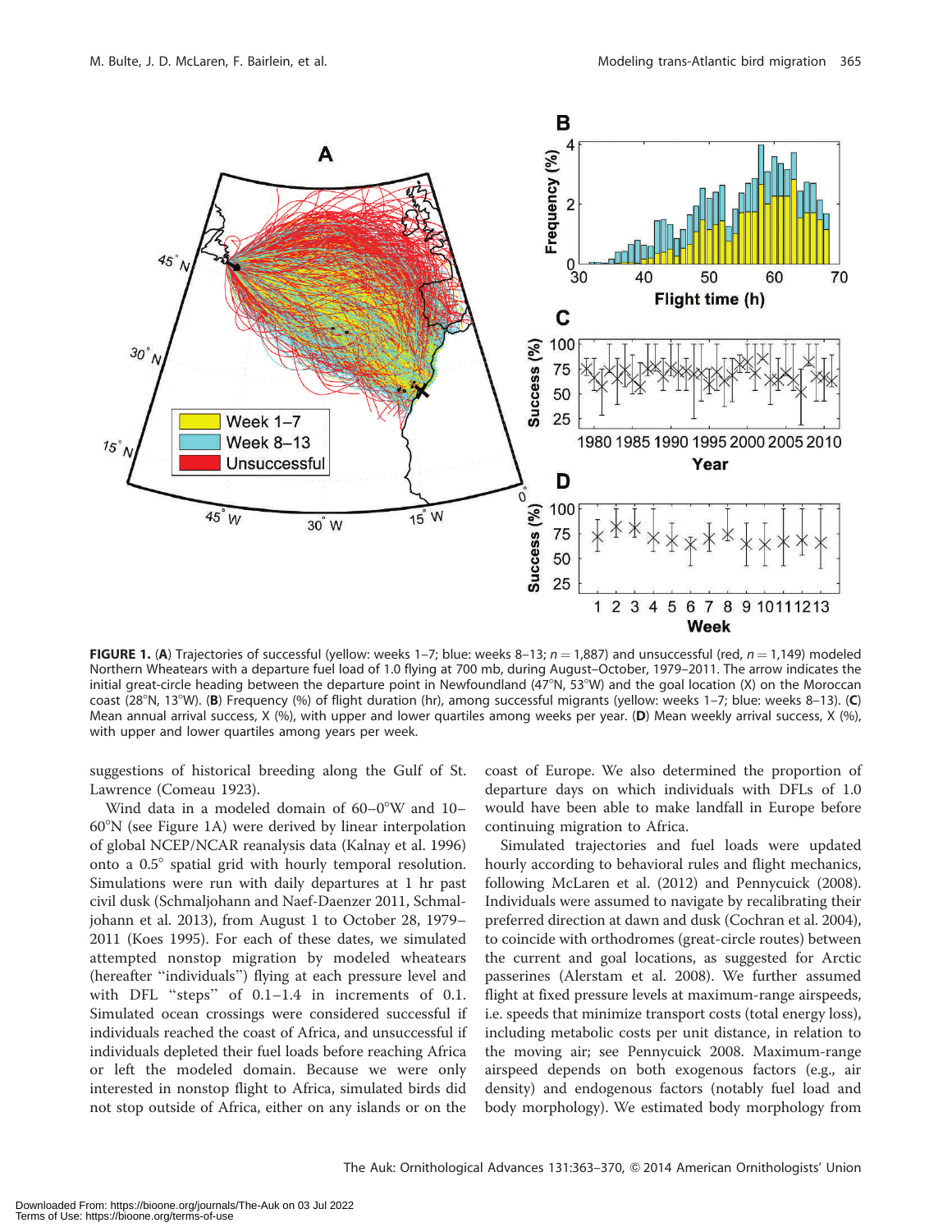**FIGURE 1.** (**A**) Trajectories of successful (yellow: weeks 1–7; blue: weeks 8–13; $n = 1{,}887$) and unsuccessful (red, $n = 1{,}149$) modeled Northern Wheatears with a departure fuel load of 1.0 flying at 700 mb, during August–October, 1979–2011. The arrow indicates the initial great-circle heading between the departure point in Newfoundland (47°N, 53°W) and the goal location (X) on the Moroccan coast (28°N, 13°W). (**B**) Frequency (%) of flight duration (hr), among successful migrants (yellow: weeks 1–7; blue: weeks 8–13). (**C**) Mean annual arrival success, X (%), with upper and lower quartiles among weeks per year. (**D**) Mean weekly arrival success, X (%), with upper and lower quartiles among years per week.

suggestions of historical breeding along the Gulf of St. Lawrence (Comeau 1923).

Wind data in a modeled domain of 60–0°W and 10–60°N (see Figure 1A) were derived by linear interpolation of global NCEP/NCAR reanalysis data (Kalnay et al. 1996) onto a 0.5° spatial grid with hourly temporal resolution. Simulations were run with daily departures at 1 hr past civil dusk (Schmaljohann and Naef-Daenzer 2011, Schmaljohann et al. 2013), from August 1 to October 28, 1979–2011 (Koes 1995). For each of these dates, we simulated attempted nonstop migration by modeled wheatears (hereafter "individuals") flying at each pressure level and with DFL "steps" of 0.1–1.4 in increments of 0.1. Simulated ocean crossings were considered successful if individuals reached the coast of Africa, and unsuccessful if individuals depleted their fuel loads before reaching Africa or left the modeled domain. Because we were only interested in nonstop flight to Africa, simulated birds did not stop outside of Africa, either on any islands or on the coast of Europe. We also determined the proportion of departure days on which individuals with DFLs of 1.0 would have been able to make landfall in Europe before continuing migration to Africa.

Simulated trajectories and fuel loads were updated hourly according to behavioral rules and flight mechanics, following McLaren et al. (2012) and Pennycuick (2008). Individuals were assumed to navigate by recalibrating their preferred direction at dawn and dusk (Cochran et al. 2004), to coincide with orthodromes (great-circle routes) between the current and goal locations, as suggested for Arctic passerines (Alerstam et al. 2008). We further assumed flight at fixed pressure levels at maximum-range airspeeds, i.e. speeds that minimize transport costs (total energy loss), including metabolic costs per unit distance, in relation to the moving air; see Pennycuick 2008. Maximum-range airspeed depends on both exogenous factors (e.g., air density) and endogenous factors (notably fuel load and body morphology). We estimated body morphology from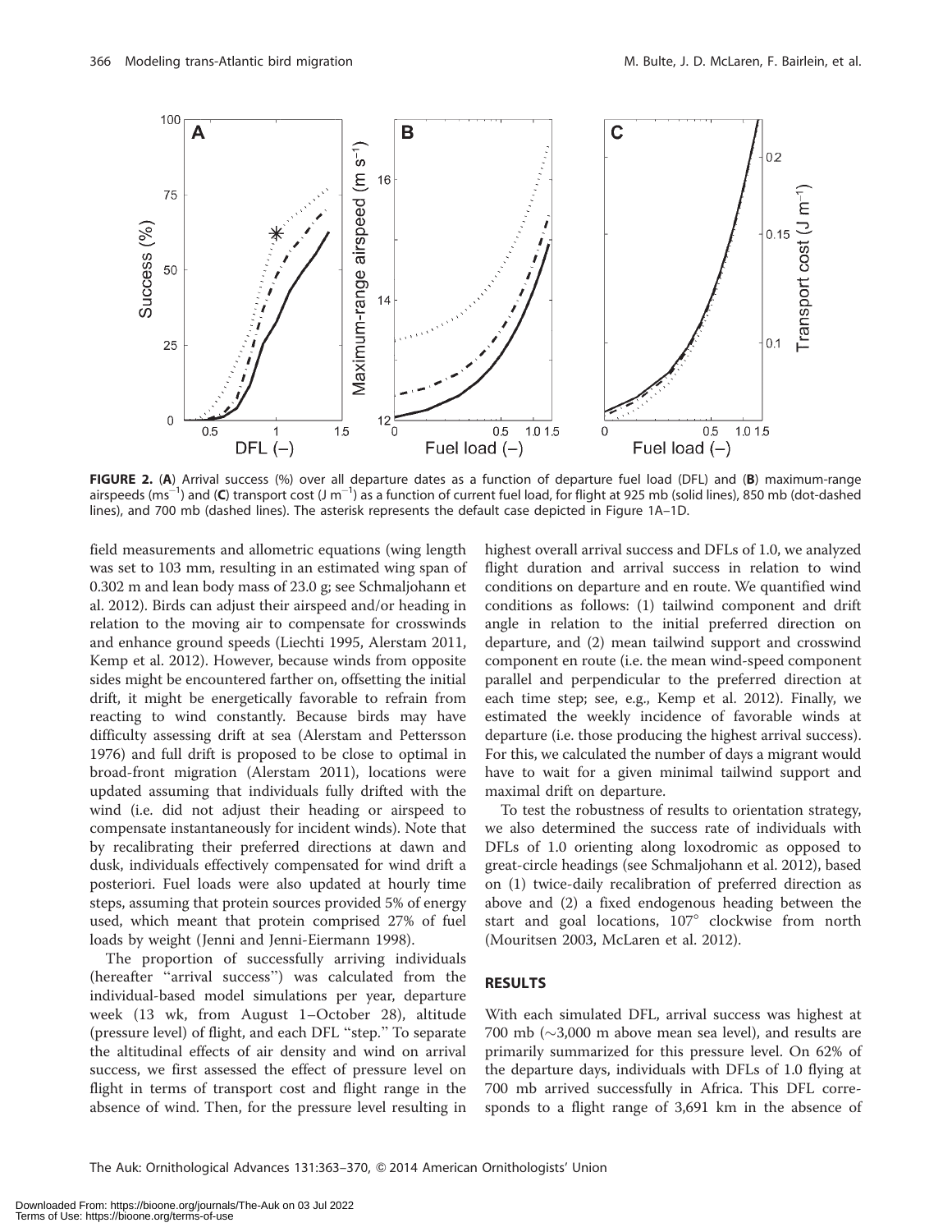**FIGURE 2.** (**A**) Arrival success (%) over all departure dates as a function of departure fuel load (DFL) and (**B**) maximum-range airspeeds (ms$^{-1}$) and (**C**) transport cost (J m$^{-1}$) as a function of current fuel load, for flight at 925 mb (solid lines), 850 mb (dot-dashed lines), and 700 mb (dashed lines). The asterisk represents the default case depicted in Figure 1A–1D.

field measurements and allometric equations (wing length was set to 103 mm, resulting in an estimated wing span of 0.302 m and lean body mass of 23.0 g; see Schmaljohann et al. 2012). Birds can adjust their airspeed and/or heading in relation to the moving air to compensate for crosswinds and enhance ground speeds (Liechti 1995, Alerstam 2011, Kemp et al. 2012). However, because winds from opposite sides might be encountered farther on, offsetting the initial drift, it might be energetically favorable to refrain from reacting to wind constantly. Because birds may have difficulty assessing drift at sea (Alerstam and Pettersson 1976) and full drift is proposed to be close to optimal in broad-front migration (Alerstam 2011), locations were updated assuming that individuals fully drifted with the wind (i.e. did not adjust their heading or airspeed to compensate instantaneously for incident winds). Note that by recalibrating their preferred directions at dawn and dusk, individuals effectively compensated for wind drift a posteriori. Fuel loads were also updated at hourly time steps, assuming that protein sources provided 5% of energy used, which meant that protein comprised 27% of fuel loads by weight (Jenni and Jenni-Eiermann 1998).

The proportion of successfully arriving individuals (hereafter "arrival success") was calculated from the individual-based model simulations per year, departure week (13 wk, from August 1–October 28), altitude (pressure level) of flight, and each DFL "step." To separate the altitudinal effects of air density and wind on arrival success, we first assessed the effect of pressure level on flight in terms of transport cost and flight range in the absence of wind. Then, for the pressure level resulting in highest overall arrival success and DFLs of 1.0, we analyzed flight duration and arrival success in relation to wind conditions on departure and en route. We quantified wind conditions as follows: (1) tailwind component and drift angle in relation to the initial preferred direction on departure, and (2) mean tailwind support and crosswind component en route (i.e. the mean wind-speed component parallel and perpendicular to the preferred direction at each time step; see, e.g., Kemp et al. 2012). Finally, we estimated the weekly incidence of favorable winds at departure (i.e. those producing the highest arrival success). For this, we calculated the number of days a migrant would have to wait for a given minimal tailwind support and maximal drift on departure.

To test the robustness of results to orientation strategy, we also determined the success rate of individuals with DFLs of 1.0 orienting along loxodromic as opposed to great-circle headings (see Schmaljohann et al. 2012), based on (1) twice-daily recalibration of preferred direction as above and (2) a fixed endogenous heading between the start and goal locations, 107° clockwise from north (Mouritsen 2003, McLaren et al. 2012).

## RESULTS

With each simulated DFL, arrival success was highest at 700 mb (~3,000 m above mean sea level), and results are primarily summarized for this pressure level. On 62% of the departure days, individuals with DFLs of 1.0 flying at 700 mb arrived successfully in Africa. This DFL corresponds to a flight range of 3,691 km in the absence of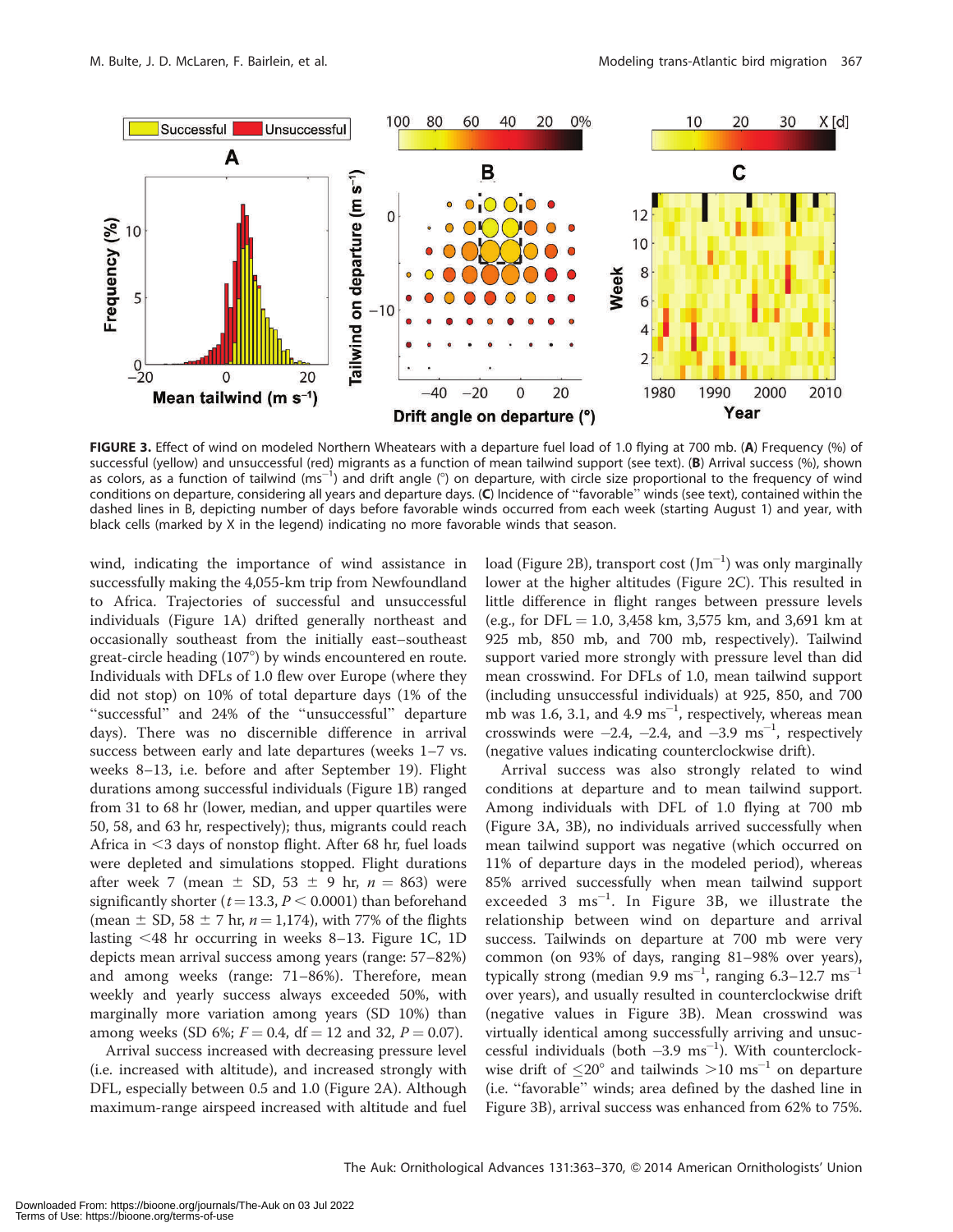FIGURE 3. Effect of wind on modeled Northern Wheatears with a departure fuel load of 1.0 flying at 700 mb. (**A**) Frequency (%) of successful (yellow) and unsuccessful (red) migrants as a function of mean tailwind support (see text). (**B**) Arrival success (%), shown as colors, as a function of tailwind ($ms^{-1}$) and drift angle (°) on departure, with circle size proportional to the frequency of wind conditions on departure, considering all years and departure days. (**C**) Incidence of "favorable" winds (see text), contained within the dashed lines in B, depicting number of days before favorable winds occurred from each week (starting August 1) and year, with black cells (marked by X in the legend) indicating no more favorable winds that season.

wind, indicating the importance of wind assistance in successfully making the 4,055-km trip from Newfoundland to Africa. Trajectories of successful and unsuccessful individuals (Figure 1A) drifted generally northeast and occasionally southeast from the initially east–southeast great-circle heading (107°) by winds encountered en route. Individuals with DFLs of 1.0 flew over Europe (where they did not stop) on 10% of total departure days (1% of the "successful" and 24% of the "unsuccessful" departure days). There was no discernible difference in arrival success between early and late departures (weeks 1–7 vs. weeks 8–13, i.e. before and after September 19). Flight durations among successful individuals (Figure 1B) ranged from 31 to 68 hr (lower, median, and upper quartiles were 50, 58, and 63 hr, respectively); thus, migrants could reach Africa in <3 days of nonstop flight. After 68 hr, fuel loads were depleted and simulations stopped. Flight durations after week 7 (mean ± SD, 53 ± 9 hr, $n$ = 863) were significantly shorter ($t = 13.3$, $P < 0.0001$) than beforehand (mean ± SD, 58 ± 7 hr, $n$ = 1,174), with 77% of the flights lasting <48 hr occurring in weeks 8–13. Figure 1C, 1D depicts mean arrival success among years (range: 57–82%) and among weeks (range: 71–86%). Therefore, mean weekly and yearly success always exceeded 50%, with marginally more variation among years (SD 10%) than among weeks (SD 6%; $F = 0.4$, df = 12 and 32, $P = 0.07$).

Arrival success increased with decreasing pressure level (i.e. increased with altitude), and increased strongly with DFL, especially between 0.5 and 1.0 (Figure 2A). Although maximum-range airspeed increased with altitude and fuel load (Figure 2B), transport cost ($Jm^{-1}$) was only marginally lower at the higher altitudes (Figure 2C). This resulted in little difference in flight ranges between pressure levels (e.g., for DFL = 1.0, 3,458 km, 3,575 km, and 3,691 km at 925 mb, 850 mb, and 700 mb, respectively). Tailwind support varied more strongly with pressure level than did mean crosswind. For DFLs of 1.0, mean tailwind support (including unsuccessful individuals) at 925, 850, and 700 mb was 1.6, 3.1, and 4.9 $ms^{-1}$, respectively, whereas mean crosswinds were –2.4, –2.4, and –3.9 $ms^{-1}$, respectively (negative values indicating counterclockwise drift).

Arrival success was also strongly related to wind conditions at departure and to mean tailwind support. Among individuals with DFL of 1.0 flying at 700 mb (Figure 3A, 3B), no individuals arrived successfully when mean tailwind support was negative (which occurred on 11% of departure days in the modeled period), whereas 85% arrived successfully when mean tailwind support exceeded 3 $ms^{-1}$. In Figure 3B, we illustrate the relationship between wind on departure and arrival success. Tailwinds on departure at 700 mb were very common (on 93% of days, ranging 81–98% over years), typically strong (median 9.9 $ms^{-1}$, ranging 6.3–12.7 $ms^{-1}$ over years), and usually resulted in counterclockwise drift (negative values in Figure 3B). Mean crosswind was virtually identical among successfully arriving and unsuccessful individuals (both –3.9 $ms^{-1}$). With counterclockwise drift of ≤20° and tailwinds >10 $ms^{-1}$ on departure (i.e. "favorable" winds; area defined by the dashed line in Figure 3B), arrival success was enhanced from 62% to 75%.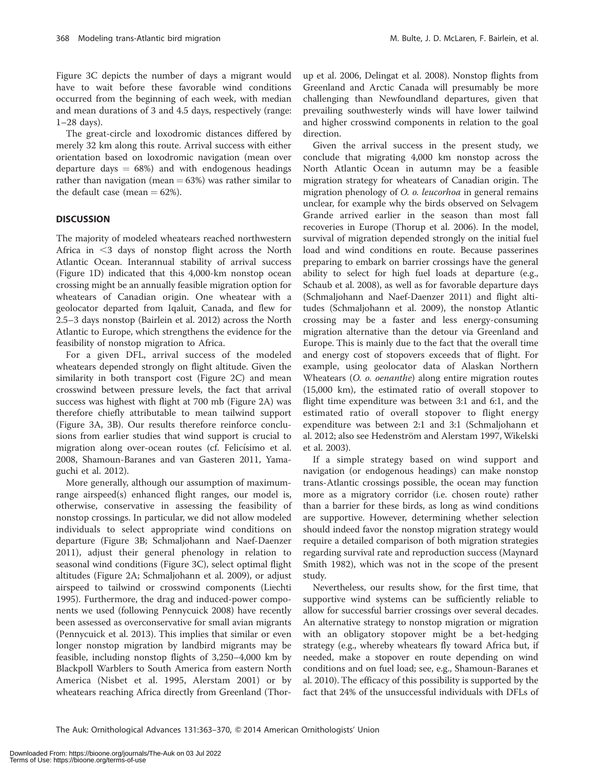Figure 3C depicts the number of days a migrant would have to wait before these favorable wind conditions occurred from the beginning of each week, with median and mean durations of 3 and 4.5 days, respectively (range: 1–28 days).

The great-circle and loxodromic distances differed by merely 32 km along this route. Arrival success with either orientation based on loxodromic navigation (mean over departure days = 68%) and with endogenous headings rather than navigation (mean = 63%) was rather similar to the default case (mean = 62%).

## DISCUSSION

The majority of modeled wheatears reached northwestern Africa in <3 days of nonstop flight across the North Atlantic Ocean. Interannual stability of arrival success (Figure 1D) indicated that this 4,000-km nonstop ocean crossing might be an annually feasible migration option for wheatears of Canadian origin. One wheatear with a geolocator departed from Iqaluit, Canada, and flew for 2.5–3 days nonstop (Bairlein et al. 2012) across the North Atlantic to Europe, which strengthens the evidence for the feasibility of nonstop migration to Africa.

For a given DFL, arrival success of the modeled wheatears depended strongly on flight altitude. Given the similarity in both transport cost (Figure 2C) and mean crosswind between pressure levels, the fact that arrival success was highest with flight at 700 mb (Figure 2A) was therefore chiefly attributable to mean tailwind support (Figure 3A, 3B). Our results therefore reinforce conclusions from earlier studies that wind support is crucial to migration along over-ocean routes (cf. Felicísimo et al. 2008, Shamoun-Baranes and van Gasteren 2011, Yamaguchi et al. 2012).

More generally, although our assumption of maximum-range airspeed(s) enhanced flight ranges, our model is, otherwise, conservative in assessing the feasibility of nonstop crossings. In particular, we did not allow modeled individuals to select appropriate wind conditions on departure (Figure 3B; Schmaljohann and Naef-Daenzer 2011), adjust their general phenology in relation to seasonal wind conditions (Figure 3C), select optimal flight altitudes (Figure 2A; Schmaljohann et al. 2009), or adjust airspeed to tailwind or crosswind components (Liechti 1995). Furthermore, the drag and induced-power components we used (following Pennycuick 2008) have recently been assessed as overconservative for small avian migrants (Pennycuick et al. 2013). This implies that similar or even longer nonstop migration by landbird migrants may be feasible, including nonstop flights of 3,250–4,000 km by Blackpoll Warblers to South America from eastern North America (Nisbet et al. 1995, Alerstam 2001) or by wheatears reaching Africa directly from Greenland (Thorup et al. 2006, Delingat et al. 2008). Nonstop flights from Greenland and Arctic Canada will presumably be more challenging than Newfoundland departures, given that prevailing southwesterly winds will have lower tailwind and higher crosswind components in relation to the goal direction.

Given the arrival success in the present study, we conclude that migrating 4,000 km nonstop across the North Atlantic Ocean in autumn may be a feasible migration strategy for wheatears of Canadian origin. The migration phenology of *O. o. leucorhoa* in general remains unclear, for example why the birds observed on Selvagem Grande arrived earlier in the season than most fall recoveries in Europe (Thorup et al. 2006). In the model, survival of migration depended strongly on the initial fuel load and wind conditions en route. Because passerines preparing to embark on barrier crossings have the general ability to select for high fuel loads at departure (e.g., Schaub et al. 2008), as well as for favorable departure days (Schmaljohann and Naef-Daenzer 2011) and flight altitudes (Schmaljohann et al. 2009), the nonstop Atlantic crossing may be a faster and less energy-consuming migration alternative than the detour via Greenland and Europe. This is mainly due to the fact that the overall time and energy cost of stopovers exceeds that of flight. For example, using geolocator data of Alaskan Northern Wheatears (*O. o. oenanthe*) along entire migration routes (15,000 km), the estimated ratio of overall stopover to flight time expenditure was between 3:1 and 6:1, and the estimated ratio of overall stopover to flight energy expenditure was between 2:1 and 3:1 (Schmaljohann et al. 2012; also see Hedenström and Alerstam 1997, Wikelski et al. 2003).

If a simple strategy based on wind support and navigation (or endogenous headings) can make nonstop trans-Atlantic crossings possible, the ocean may function more as a migratory corridor (i.e. chosen route) rather than a barrier for these birds, as long as wind conditions are supportive. However, determining whether selection should indeed favor the nonstop migration strategy would require a detailed comparison of both migration strategies regarding survival rate and reproduction success (Maynard Smith 1982), which was not in the scope of the present study.

Nevertheless, our results show, for the first time, that supportive wind systems can be sufficiently reliable to allow for successful barrier crossings over several decades. An alternative strategy to nonstop migration or migration with an obligatory stopover might be a bet-hedging strategy (e.g., whereby wheatears fly toward Africa but, if needed, make a stopover en route depending on wind conditions and on fuel load; see, e.g., Shamoun-Baranes et al. 2010). The efficacy of this possibility is supported by the fact that 24% of the unsuccessful individuals with DFLs of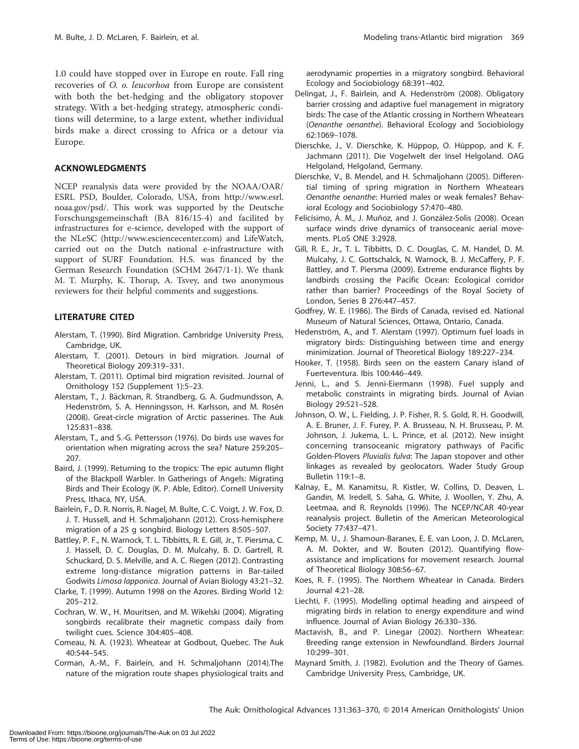1.0 could have stopped over in Europe en route. Fall ring recoveries of *O. o. leucorhoa* from Europe are consistent with both the bet-hedging and the obligatory stopover strategy. With a bet-hedging strategy, atmospheric conditions will determine, to a large extent, whether individual birds make a direct crossing to Africa or a detour via Europe.

## ACKNOWLEDGMENTS

NCEP reanalysis data were provided by the NOAA/OAR/ESRL PSD, Boulder, Colorado, USA, from http://www.esrl.noaa.gov/psd/. This work was supported by the Deutsche Forschungsgemeinschaft (BA 816/15-4) and facilited by infrastructures for e-science, developed with the support of the NLeSC (http://www.esciencecenter.com) and LifeWatch, carried out on the Dutch national e-infrastructure with support of SURF Foundation. H.S. was financed by the German Research Foundation (SCHM 2647/1-1). We thank M. T. Murphy, K. Thorup, A. Tsvey, and two anonymous reviewers for their helpful comments and suggestions.

## LITERATURE CITED

Alerstam, T. (1990). Bird Migration. Cambridge University Press, Cambridge, UK.

Alerstam, T. (2001). Detours in bird migration. Journal of Theoretical Biology 209:319–331.

Alerstam, T. (2011). Optimal bird migration revisited. Journal of Ornithology 152 (Supplement 1):5–23.

Alerstam, T., J. Bäckman, R. Strandberg, G. A. Gudmundsson, A. Hedenström, S. A. Henningsson, H. Karlsson, and M. Rosén (2008). Great-circle migration of Arctic passerines. The Auk 125:831–838.

Alerstam, T., and S.-G. Pettersson (1976). Do birds use waves for orientation when migrating across the sea? Nature 259:205–207.

Baird, J. (1999). Returning to the tropics: The epic autumn flight of the Blackpoll Warbler. In Gatherings of Angels: Migrating Birds and Their Ecology (K. P. Able, Editor). Cornell University Press, Ithaca, NY, USA.

Bairlein, F., D. R. Norris, R. Nagel, M. Bulte, C. C. Voigt, J. W. Fox, D. J. T. Hussell, and H. Schmaljohann (2012). Cross-hemisphere migration of a 25 g songbird. Biology Letters 8:505–507.

Battley, P. F., N. Warnock, T. L. Tibbitts, R. E. Gill, Jr., T. Piersma, C. J. Hassell, D. C. Douglas, D. M. Mulcahy, B. D. Gartrell, R. Schuckard, D. S. Melville, and A. C. Riegen (2012). Contrasting extreme long-distance migration patterns in Bar-tailed Godwits *Limosa lapponica*. Journal of Avian Biology 43:21–32.

Clarke, T. (1999). Autumn 1998 on the Azores. Birding World 12: 205–212.

Cochran, W. W., H. Mouritsen, and M. Wikelski (2004). Migrating songbirds recalibrate their magnetic compass daily from twilight cues. Science 304:405–408.

Comeau, N. A. (1923). Wheatear at Godbout, Quebec. The Auk 40:544–545.

Corman, A.-M., F. Bairlein, and H. Schmaljohann (2014).The nature of the migration route shapes physiological traits and aerodynamic properties in a migratory songbird. Behavioral Ecology and Sociobiology 68:391–402.

Delingat, J., F. Bairlein, and A. Hedenström (2008). Obligatory barrier crossing and adaptive fuel management in migratory birds: The case of the Atlantic crossing in Northern Wheatears (*Oenanthe oenanthe*). Behavioral Ecology and Sociobiology 62:1069–1078.

Dierschke, J., V. Dierschke, K. Hüppop, O. Hüppop, and K. F. Jachmann (2011). Die Vogelwelt der Insel Helgoland. OAG Helgoland, Helgoland, Germany.

Dierschke, V., B. Mendel, and H. Schmaljohann (2005). Differential timing of spring migration in Northern Wheatears *Oenanthe oenanthe*: Hurried males or weak females? Behavioral Ecology and Sociobiology 57:470–480.

Felicísimo, Á. M., J. Muñoz, and J. González-Solis (2008). Ocean surface winds drive dynamics of transoceanic aerial movements. PLoS ONE 3:2928.

Gill, R. E., Jr., T. L. Tibbitts, D. C. Douglas, C. M. Handel, D. M. Mulcahy, J. C. Gottschalck, N. Warnock, B. J. McCaffery, P. F. Battley, and T. Piersma (2009). Extreme endurance flights by landbirds crossing the Pacific Ocean: Ecological corridor rather than barrier? Proceedings of the Royal Society of London, Series B 276:447–457.

Godfrey, W. E. (1986). The Birds of Canada, revised ed. National Museum of Natural Sciences, Ottawa, Ontario, Canada.

Hedenström, A., and T. Alerstam (1997). Optimum fuel loads in migratory birds: Distinguishing between time and energy minimization. Journal of Theoretical Biology 189:227–234.

Hooker, T. (1958). Birds seen on the eastern Canary island of Fuerteventura. Ibis 100:446–449.

Jenni, L., and S. Jenni-Eiermann (1998). Fuel supply and metabolic constraints in migrating birds. Journal of Avian Biology 29:521–528.

Johnson, O. W., L. Fielding, J. P. Fisher, R. S. Gold, R. H. Goodwill, A. E. Bruner, J. F. Furey, P. A. Brusseau, N. H. Brusseau, P. M. Johnson, J. Jukema, L. L. Prince, et al. (2012). New insight concerning transoceanic migratory pathways of Pacific Golden-Plovers *Pluvialis fulva*: The Japan stopover and other linkages as revealed by geolocators. Wader Study Group Bulletin 119:1–8.

Kalnay, E., M. Kanamitsu, R. Kistler, W. Collins, D. Deaven, L. Gandin, M. Iredell, S. Saha, G. White, J. Woollen, Y. Zhu, A. Leetmaa, and R. Reynolds (1996). The NCEP/NCAR 40-year reanalysis project. Bulletin of the American Meteorological Society 77:437–471.

Kemp, M. U., J. Shamoun-Baranes, E. E. van Loon, J. D. McLaren, A. M. Dokter, and W. Bouten (2012). Quantifying flow-assistance and implications for movement research. Journal of Theoretical Biology 308:56–67.

Koes, R. F. (1995). The Northern Wheatear in Canada. Birders Journal 4:21–28.

Liechti, F. (1995). Modelling optimal heading and airspeed of migrating birds in relation to energy expenditure and wind influence. Journal of Avian Biology 26:330–336.

Mactavish, B., and P. Linegar (2002). Northern Wheatear: Breeding range extension in Newfoundland. Birders Journal 10:299–301.

Maynard Smith, J. (1982). Evolution and the Theory of Games. Cambridge University Press, Cambridge, UK.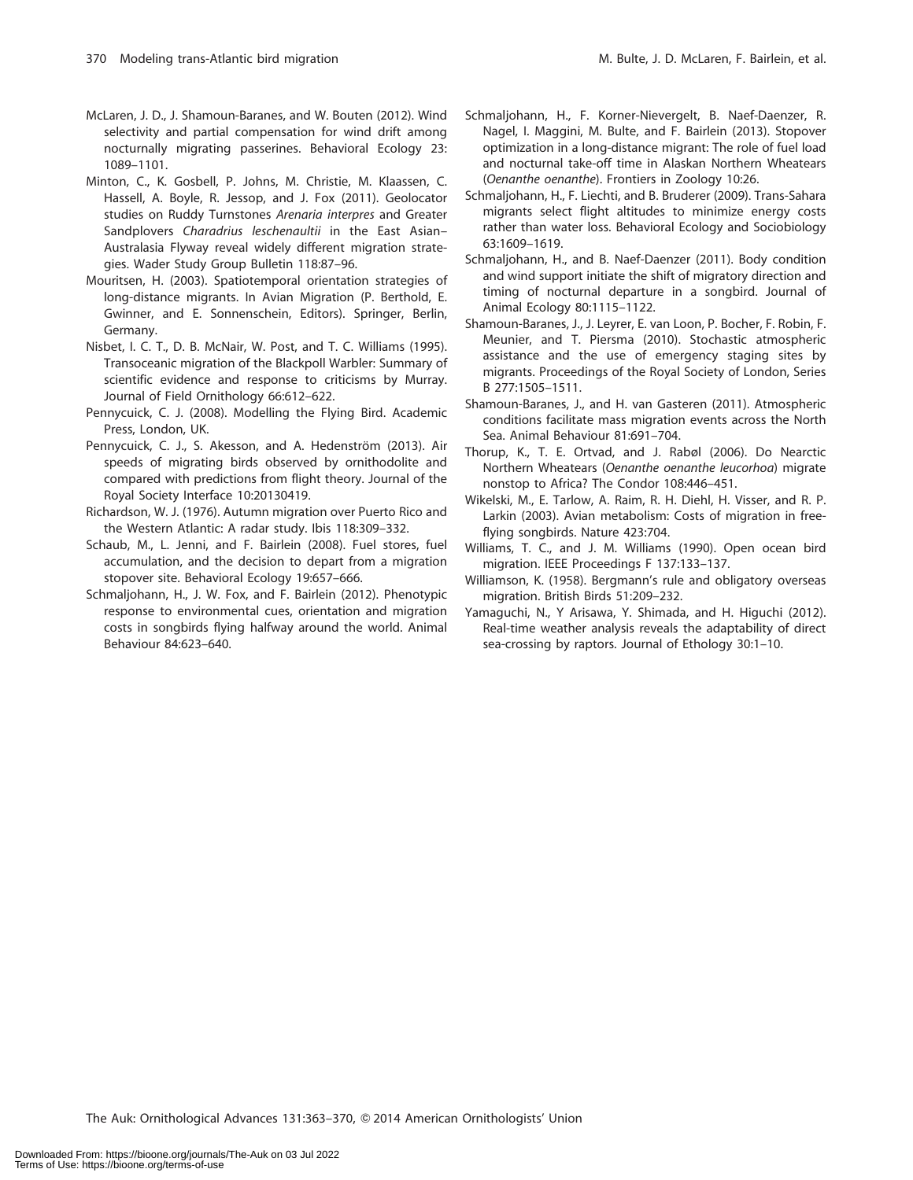McLaren, J. D., J. Shamoun-Baranes, and W. Bouten (2012). Wind selectivity and partial compensation for wind drift among nocturnally migrating passerines. Behavioral Ecology 23: 1089–1101.

Minton, C., K. Gosbell, P. Johns, M. Christie, M. Klaassen, C. Hassell, A. Boyle, R. Jessop, and J. Fox (2011). Geolocator studies on Ruddy Turnstones *Arenaria interpres* and Greater Sandplovers *Charadrius leschenaultii* in the East Asian–Australasia Flyway reveal widely different migration strategies. Wader Study Group Bulletin 118:87–96.

Mouritsen, H. (2003). Spatiotemporal orientation strategies of long-distance migrants. In Avian Migration (P. Berthold, E. Gwinner, and E. Sonnenschein, Editors). Springer, Berlin, Germany.

Nisbet, I. C. T., D. B. McNair, W. Post, and T. C. Williams (1995). Transoceanic migration of the Blackpoll Warbler: Summary of scientific evidence and response to criticisms by Murray. Journal of Field Ornithology 66:612–622.

Pennycuick, C. J. (2008). Modelling the Flying Bird. Academic Press, London, UK.

Pennycuick, C. J., S. Akesson, and A. Hedenström (2013). Air speeds of migrating birds observed by ornithodolite and compared with predictions from flight theory. Journal of the Royal Society Interface 10:20130419.

Richardson, W. J. (1976). Autumn migration over Puerto Rico and the Western Atlantic: A radar study. Ibis 118:309–332.

Schaub, M., L. Jenni, and F. Bairlein (2008). Fuel stores, fuel accumulation, and the decision to depart from a migration stopover site. Behavioral Ecology 19:657–666.

Schmaljohann, H., J. W. Fox, and F. Bairlein (2012). Phenotypic response to environmental cues, orientation and migration costs in songbirds flying halfway around the world. Animal Behaviour 84:623–640.

Schmaljohann, H., F. Korner-Nievergelt, B. Naef-Daenzer, R. Nagel, I. Maggini, M. Bulte, and F. Bairlein (2013). Stopover optimization in a long-distance migrant: The role of fuel load and nocturnal take-off time in Alaskan Northern Wheatears (*Oenanthe oenanthe*). Frontiers in Zoology 10:26.

Schmaljohann, H., F. Liechti, and B. Bruderer (2009). Trans-Sahara migrants select flight altitudes to minimize energy costs rather than water loss. Behavioral Ecology and Sociobiology 63:1609–1619.

Schmaljohann, H., and B. Naef-Daenzer (2011). Body condition and wind support initiate the shift of migratory direction and timing of nocturnal departure in a songbird. Journal of Animal Ecology 80:1115–1122.

Shamoun-Baranes, J., J. Leyrer, E. van Loon, P. Bocher, F. Robin, F. Meunier, and T. Piersma (2010). Stochastic atmospheric assistance and the use of emergency staging sites by migrants. Proceedings of the Royal Society of London, Series B 277:1505–1511.

Shamoun-Baranes, J., and H. van Gasteren (2011). Atmospheric conditions facilitate mass migration events across the North Sea. Animal Behaviour 81:691–704.

Thorup, K., T. E. Ortvad, and J. Rabøl (2006). Do Nearctic Northern Wheatears (*Oenanthe oenanthe leucorhoa*) migrate nonstop to Africa? The Condor 108:446–451.

Wikelski, M., E. Tarlow, A. Raim, R. H. Diehl, H. Visser, and R. P. Larkin (2003). Avian metabolism: Costs of migration in free-flying songbirds. Nature 423:704.

Williams, T. C., and J. M. Williams (1990). Open ocean bird migration. IEEE Proceedings F 137:133–137.

Williamson, K. (1958). Bergmann's rule and obligatory overseas migration. British Birds 51:209–232.

Yamaguchi, N., Y Arisawa, Y. Shimada, and H. Higuchi (2012). Real-time weather analysis reveals the adaptability of direct sea-crossing by raptors. Journal of Ethology 30:1–10.